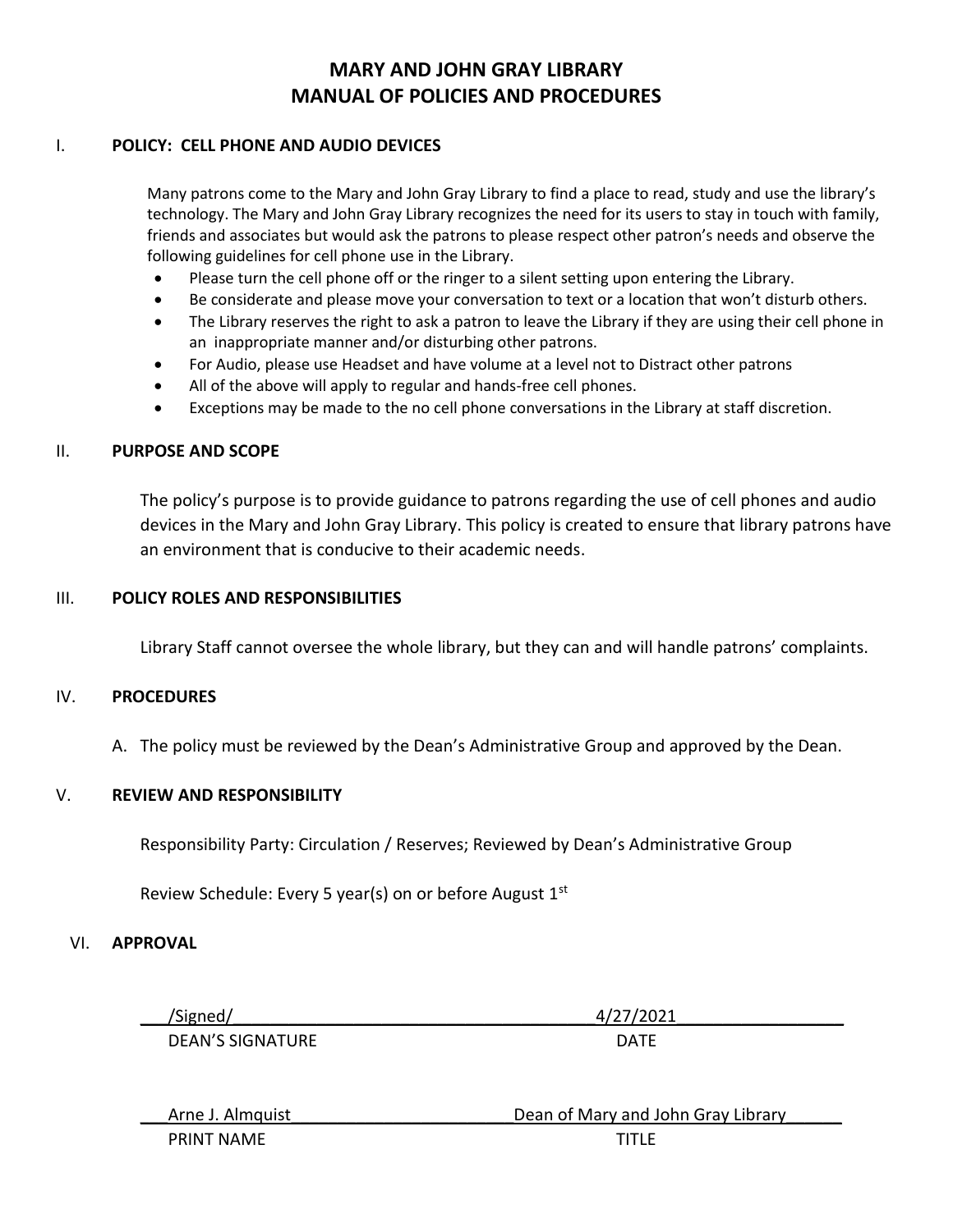# MARY AND JOHN GRAY LIBRARY
# MANUAL OF POLICIES AND PROCEDURES

## I. POLICY: CELL PHONE AND AUDIO DEVICES

Many patrons come to the Mary and John Gray Library to find a place to read, study and use the library's technology. The Mary and John Gray Library recognizes the need for its users to stay in touch with family, friends and associates but would ask the patrons to please respect other patron's needs and observe the following guidelines for cell phone use in the Library.

- Please turn the cell phone off or the ringer to a silent setting upon entering the Library.
- Be considerate and please move your conversation to text or a location that won't disturb others.
- The Library reserves the right to ask a patron to leave the Library if they are using their cell phone in an inappropriate manner and/or disturbing other patrons.
- For Audio, please use Headset and have volume at a level not to Distract other patrons
- All of the above will apply to regular and hands-free cell phones.
- Exceptions may be made to the no cell phone conversations in the Library at staff discretion.

## II. PURPOSE AND SCOPE

The policy's purpose is to provide guidance to patrons regarding the use of cell phones and audio devices in the Mary and John Gray Library. This policy is created to ensure that library patrons have an environment that is conducive to their academic needs.

## III. POLICY ROLES AND RESPONSIBILITIES

Library Staff cannot oversee the whole library, but they can and will handle patrons' complaints.

## IV. PROCEDURES

A. The policy must be reviewed by the Dean's Administrative Group and approved by the Dean.

## V. REVIEW AND RESPONSIBILITY

Responsibility Party: Circulation / Reserves; Reviewed by Dean's Administrative Group

Review Schedule: Every 5 year(s) on or before August 1st

## VI. APPROVAL

/Signed/ — 4/27/2021

DEAN'S SIGNATURE — DATE

Arne J. Almquist — Dean of Mary and John Gray Library

PRINT NAME — TITLE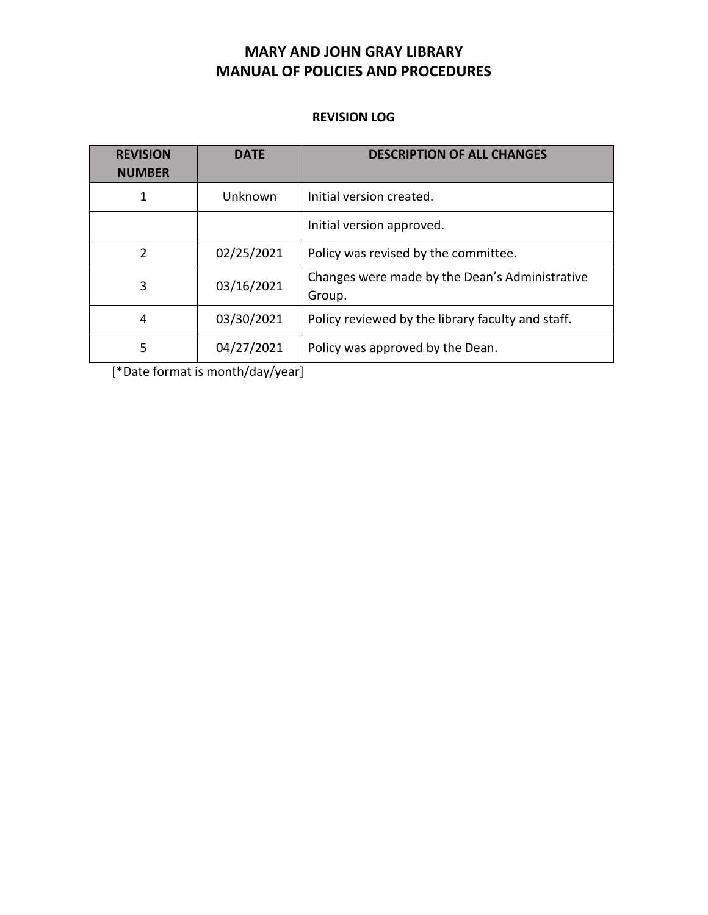# MARY AND JOHN GRAY LIBRARY
# MANUAL OF POLICIES AND PROCEDURES

## REVISION LOG

| REVISION NUMBER | DATE | DESCRIPTION OF ALL CHANGES |
|---|---|---|
| 1 | Unknown | Initial version created. |
| | | Initial version approved. |
| 2 | 02/25/2021 | Policy was revised by the committee. |
| 3 | 03/16/2021 | Changes were made by the Dean's Administrative Group. |
| 4 | 03/30/2021 | Policy reviewed by the library faculty and staff. |
| 5 | 04/27/2021 | Policy was approved by the Dean. |

[*Date format is month/day/year]